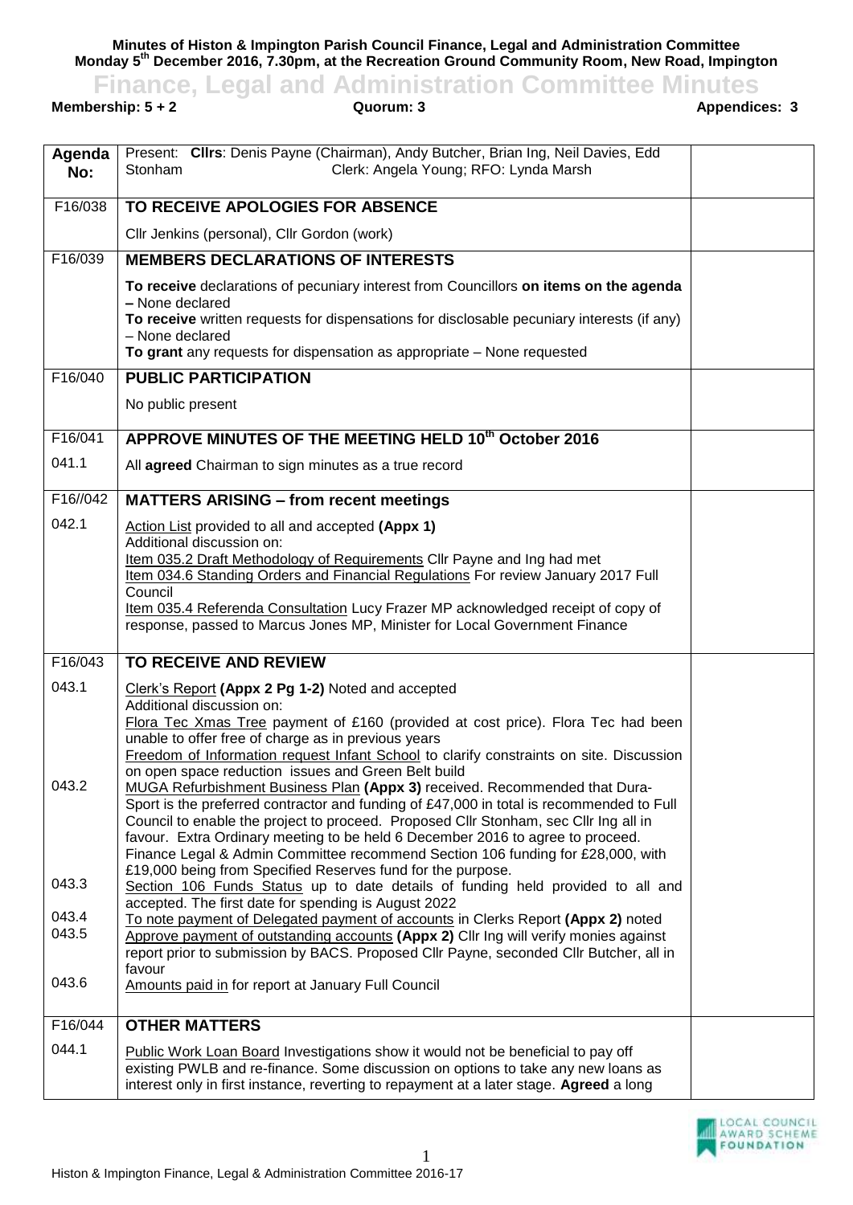**Minutes of Histon & Impington Parish Council Finance, Legal and Administration Committee**
**Monday 5th December 2016, 7.30pm, at the Recreation Ground Community Room, New Road, Impington**

# Finance, Legal and Administration Committee Minutes

**Membership: 5 + 2** | **Quorum: 3** | **Appendices: 3**

| Agenda No: | Present: **Cllrs**: Denis Payne (Chairman), Andy Butcher, Brian Ing, Neil Davies, Edd Stonham Clerk: Angela Young; RFO: Lynda Marsh | |
|---|---|---|
| F16/038 | **TO RECEIVE APOLOGIES FOR ABSENCE** | |
| | Cllr Jenkins (personal), Cllr Gordon (work) | |
| F16/039 | **MEMBERS DECLARATIONS OF INTERESTS** | |
| | **To receive** declarations of pecuniary interest from Councillors **on items on the agenda –** None declared<br>**To receive** written requests for dispensations for disclosable pecuniary interests (if any) – None declared<br>**To grant** any requests for dispensation as appropriate – None requested | |
| F16/040 | **PUBLIC PARTICIPATION** | |
| | No public present | |
| F16/041 | **APPROVE MINUTES OF THE MEETING HELD 10th October 2016** | |
| 041.1 | All **agreed** Chairman to sign minutes as a true record | |
| F16//042 | **MATTERS ARISING – from recent meetings** | |
| 042.1 | Action List provided to all and accepted **(Appx 1)**<br>Additional discussion on:<br>Item 035.2 Draft Methodology of Requirements Cllr Payne and Ing had met<br>Item 034.6 Standing Orders and Financial Regulations For review January 2017 Full Council<br>Item 035.4 Referenda Consultation Lucy Frazer MP acknowledged receipt of copy of response, passed to Marcus Jones MP, Minister for Local Government Finance | |
| F16/043 | **TO RECEIVE AND REVIEW** | |
| 043.1 | Clerk's Report **(Appx 2 Pg 1-2)** Noted and accepted<br>Additional discussion on:<br>Flora Tec Xmas Tree payment of £160 (provided at cost price). Flora Tec had been unable to offer free of charge as in previous years<br>Freedom of Information request Infant School to clarify constraints on site. Discussion on open space reduction issues and Green Belt build | |
| 043.2 | MUGA Refurbishment Business Plan **(Appx 3)** received. Recommended that Dura-Sport is the preferred contractor and funding of £47,000 in total is recommended to Full Council to enable the project to proceed. Proposed Cllr Stonham, sec Cllr Ing all in favour. Extra Ordinary meeting to be held 6 December 2016 to agree to proceed. Finance Legal & Admin Committee recommend Section 106 funding for £28,000, with £19,000 being from Specified Reserves fund for the purpose. | |
| 043.3 | Section 106 Funds Status up to date details of funding held provided to all and accepted. The first date for spending is August 2022 | |
| 043.4 | To note payment of Delegated payment of accounts in Clerks Report **(Appx 2)** noted | |
| 043.5 | Approve payment of outstanding accounts **(Appx 2)** Cllr Ing will verify monies against report prior to submission by BACS. Proposed Cllr Payne, seconded Cllr Butcher, all in favour | |
| 043.6 | Amounts paid in for report at January Full Council | |
| F16/044 | **OTHER MATTERS** | |
| 044.1 | Public Work Loan Board Investigations show it would not be beneficial to pay off existing PWLB and re-finance. Some discussion on options to take any new loans as interest only in first instance, reverting to repayment at a later stage. **Agreed** a long | |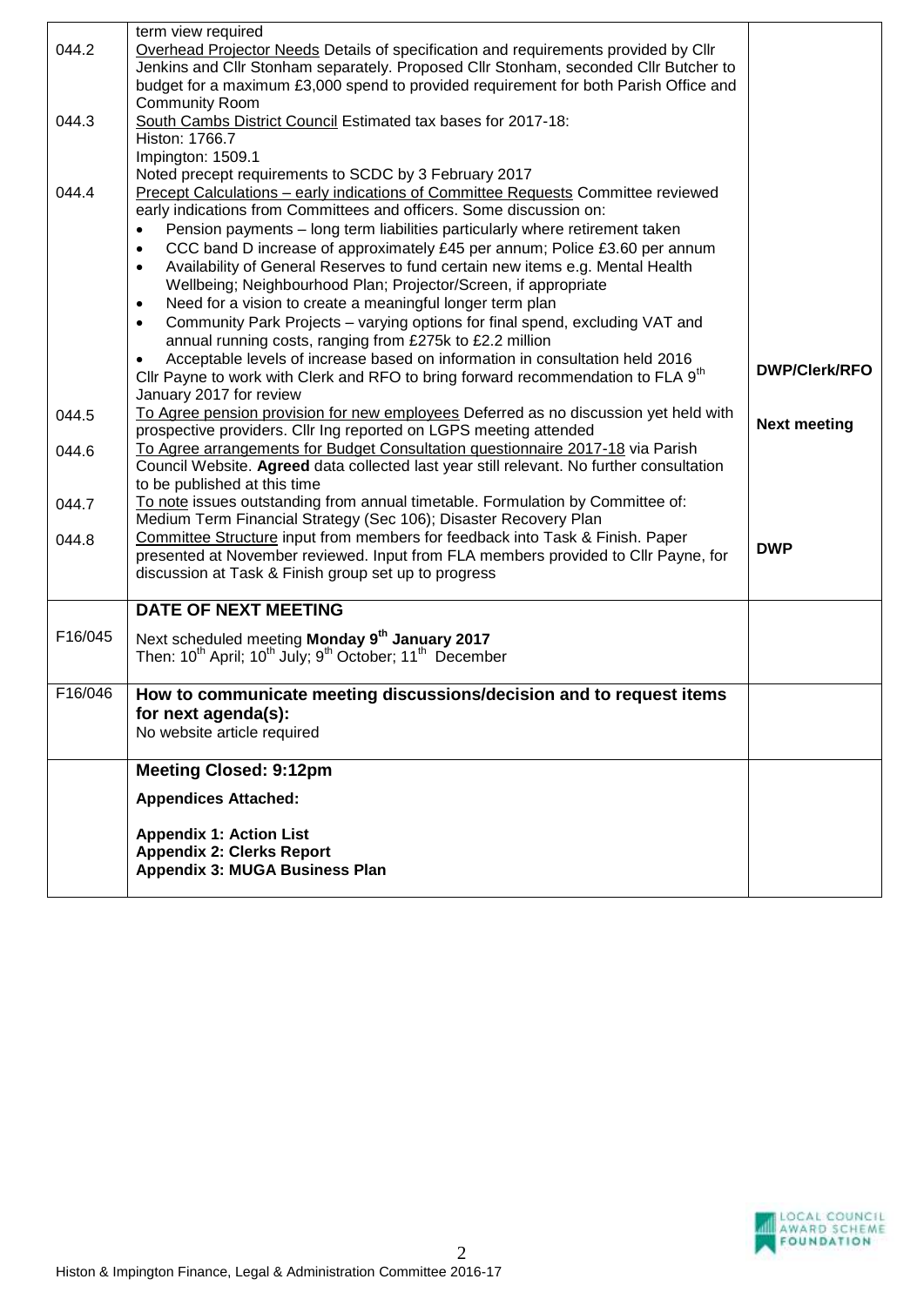| | | |
|---|---|---|
| | term view required | |
| 044.2 | Overhead Projector Needs Details of specification and requirements provided by Cllr Jenkins and Cllr Stonham separately. Proposed Cllr Stonham, seconded Cllr Butcher to budget for a maximum £3,000 spend to provided requirement for both Parish Office and Community Room | |
| 044.3 | South Cambs District Council Estimated tax bases for 2017-18:<br>Histon: 1766.7<br>Impington: 1509.1<br>Noted precept requirements to SCDC by 3 February 2017 | |
| 044.4 | Precept Calculations – early indications of Committee Requests Committee reviewed early indications from Committees and officers. Some discussion on:<br>• Pension payments – long term liabilities particularly where retirement taken<br>• CCC band D increase of approximately £45 per annum; Police £3.60 per annum<br>• Availability of General Reserves to fund certain new items e.g. Mental Health Wellbeing; Neighbourhood Plan; Projector/Screen, if appropriate<br>• Need for a vision to create a meaningful longer term plan<br>• Community Park Projects – varying options for final spend, excluding VAT and annual running costs, ranging from £275k to £2.2 million<br>• Acceptable levels of increase based on information in consultation held 2016<br>Cllr Payne to work with Clerk and RFO to bring forward recommendation to FLA 9th January 2017 for review | **DWP/Clerk/RFO** |
| 044.5 | To Agree pension provision for new employees Deferred as no discussion yet held with prospective providers. Cllr Ing reported on LGPS meeting attended | **Next meeting** |
| 044.6 | To Agree arrangements for Budget Consultation questionnaire 2017-18 via Parish Council Website. **Agreed** data collected last year still relevant. No further consultation to be published at this time | |
| 044.7 | To note issues outstanding from annual timetable. Formulation by Committee of: Medium Term Financial Strategy (Sec 106); Disaster Recovery Plan | |
| 044.8 | Committee Structure input from members for feedback into Task & Finish. Paper presented at November reviewed. Input from FLA members provided to Cllr Payne, for discussion at Task & Finish group set up to progress | **DWP** |
| | **DATE OF NEXT MEETING** | |
| F16/045 | Next scheduled meeting **Monday 9th January 2017**<br>Then: 10th April; 10th July; 9th October; 11th December | |
| F16/046 | **How to communicate meeting discussions/decision and to request items for next agenda(s):**<br>No website article required | |
| | **Meeting Closed: 9:12pm**<br>**Appendices Attached:**<br>**Appendix 1: Action List**<br>**Appendix 2: Clerks Report**<br>**Appendix 3: MUGA Business Plan** | |